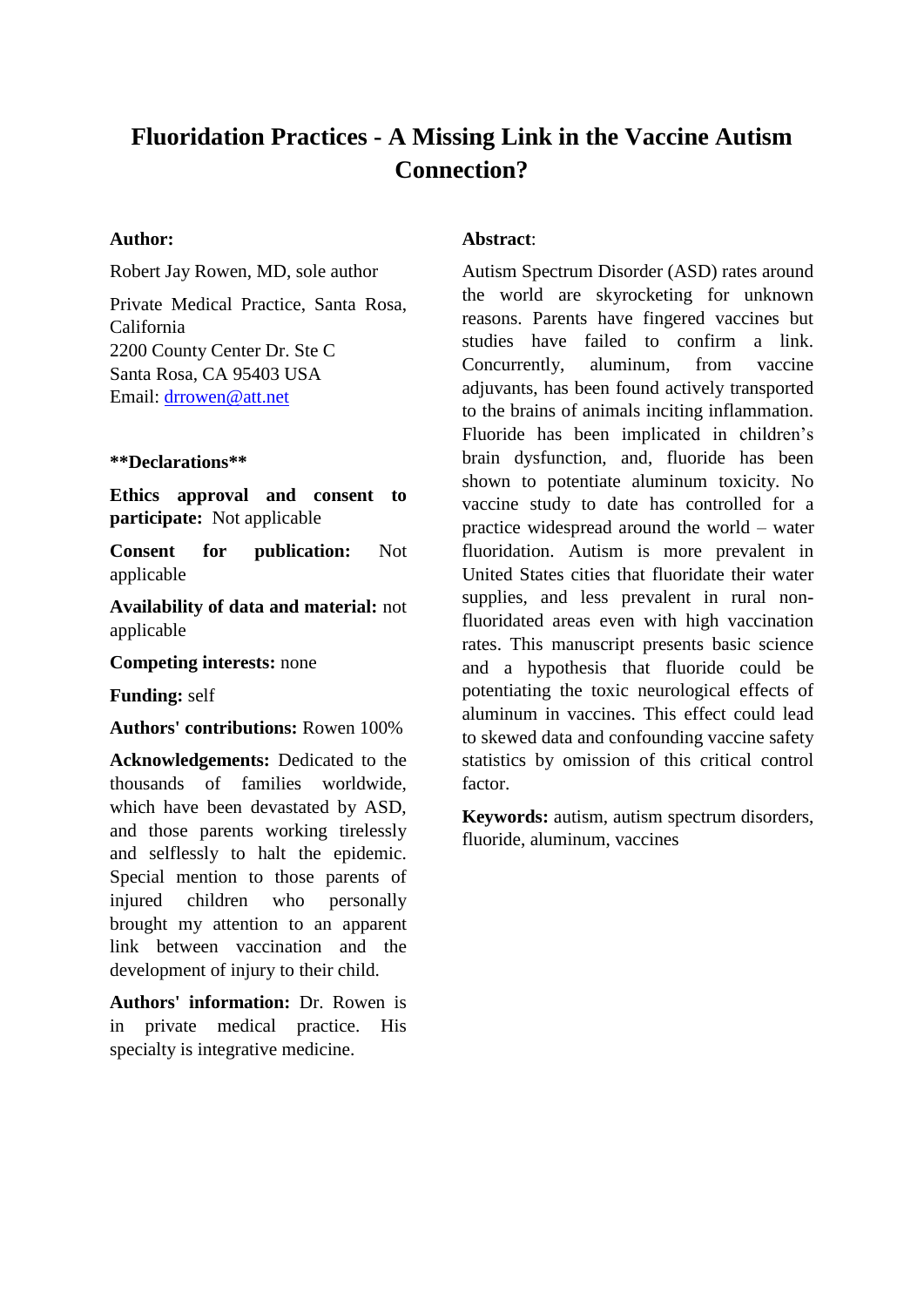# Fluoridation Practices - A Missing Link in the Vaccine Autism Connection?

**Author:**

Robert Jay Rowen, MD, sole author

Private Medical Practice, Santa Rosa, California
2200 County Center Dr. Ste C
Santa Rosa, CA 95403 USA
Email: drrowen@att.net

****Declarations****

**Ethics approval and consent to participate:** Not applicable

**Consent for publication:** Not applicable

**Availability of data and material:** not applicable

**Competing interests:** none

**Funding:** self

**Authors' contributions:** Rowen 100%

**Acknowledgements:** Dedicated to the thousands of families worldwide, which have been devastated by ASD, and those parents working tirelessly and selflessly to halt the epidemic. Special mention to those parents of injured children who personally brought my attention to an apparent link between vaccination and the development of injury to their child.

**Authors' information:** Dr. Rowen is in private medical practice. His specialty is integrative medicine.

**Abstract**:

Autism Spectrum Disorder (ASD) rates around the world are skyrocketing for unknown reasons. Parents have fingered vaccines but studies have failed to confirm a link. Concurrently, aluminum, from vaccine adjuvants, has been found actively transported to the brains of animals inciting inflammation. Fluoride has been implicated in children's brain dysfunction, and, fluoride has been shown to potentiate aluminum toxicity. No vaccine study to date has controlled for a practice widespread around the world – water fluoridation. Autism is more prevalent in United States cities that fluoridate their water supplies, and less prevalent in rural non-fluoridated areas even with high vaccination rates. This manuscript presents basic science and a hypothesis that fluoride could be potentiating the toxic neurological effects of aluminum in vaccines. This effect could lead to skewed data and confounding vaccine safety statistics by omission of this critical control factor.

**Keywords:** autism, autism spectrum disorders, fluoride, aluminum, vaccines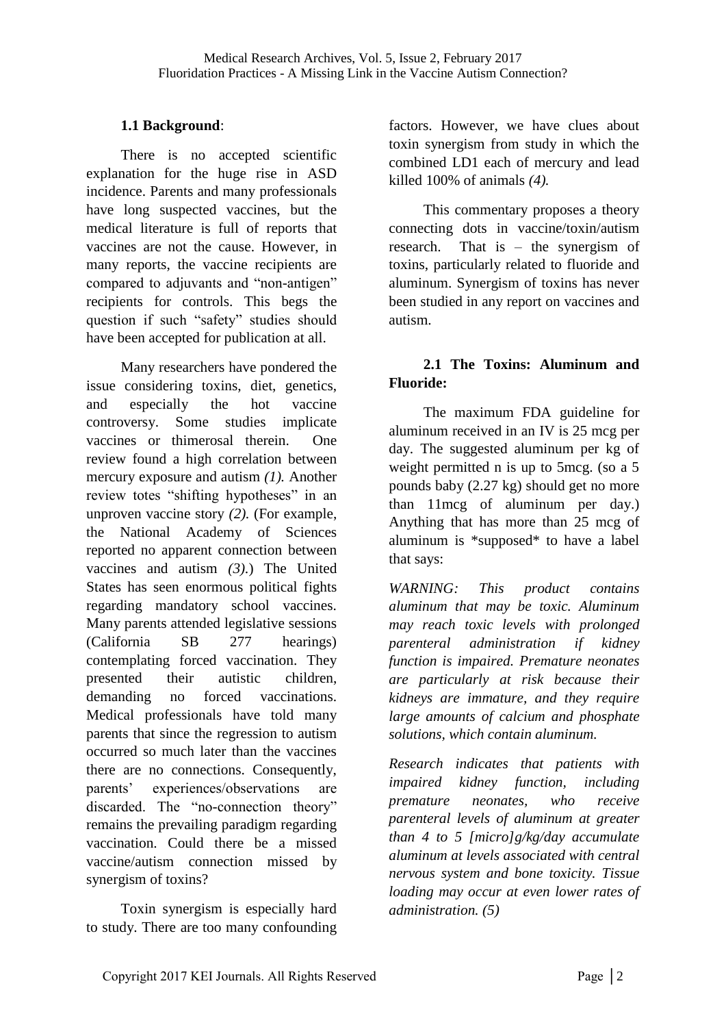### 1.1 Background:

There is no accepted scientific explanation for the huge rise in ASD incidence. Parents and many professionals have long suspected vaccines, but the medical literature is full of reports that vaccines are not the cause. However, in many reports, the vaccine recipients are compared to adjuvants and "non-antigen" recipients for controls. This begs the question if such "safety" studies should have been accepted for publication at all.

Many researchers have pondered the issue considering toxins, diet, genetics, and especially the hot vaccine controversy. Some studies implicate vaccines or thimerosal therein. One review found a high correlation between mercury exposure and autism *(1).* Another review totes "shifting hypotheses" in an unproven vaccine story *(2).* (For example, the National Academy of Sciences reported no apparent connection between vaccines and autism *(3)*.) The United States has seen enormous political fights regarding mandatory school vaccines. Many parents attended legislative sessions (California SB 277 hearings) contemplating forced vaccination. They presented their autistic children, demanding no forced vaccinations. Medical professionals have told many parents that since the regression to autism occurred so much later than the vaccines there are no connections. Consequently, parents' experiences/observations are discarded. The "no-connection theory" remains the prevailing paradigm regarding vaccination. Could there be a missed vaccine/autism connection missed by synergism of toxins?

Toxin synergism is especially hard to study. There are too many confounding factors. However, we have clues about toxin synergism from study in which the combined LD1 each of mercury and lead killed 100% of animals *(4).*

This commentary proposes a theory connecting dots in vaccine/toxin/autism research. That is – the synergism of toxins, particularly related to fluoride and aluminum. Synergism of toxins has never been studied in any report on vaccines and autism.

### 2.1 The Toxins: Aluminum and Fluoride:

The maximum FDA guideline for aluminum received in an IV is 25 mcg per day. The suggested aluminum per kg of weight permitted n is up to 5mcg. (so a 5 pounds baby (2.27 kg) should get no more than 11mcg of aluminum per day.) Anything that has more than 25 mcg of aluminum is *supposed* to have a label that says:

*WARNING: This product contains aluminum that may be toxic. Aluminum may reach toxic levels with prolonged parenteral administration if kidney function is impaired. Premature neonates are particularly at risk because their kidneys are immature, and they require large amounts of calcium and phosphate solutions, which contain aluminum.*

*Research indicates that patients with impaired kidney function, including premature neonates, who receive parenteral levels of aluminum at greater than 4 to 5 [micro]g/kg/day accumulate aluminum at levels associated with central nervous system and bone toxicity. Tissue loading may occur at even lower rates of administration. (5)*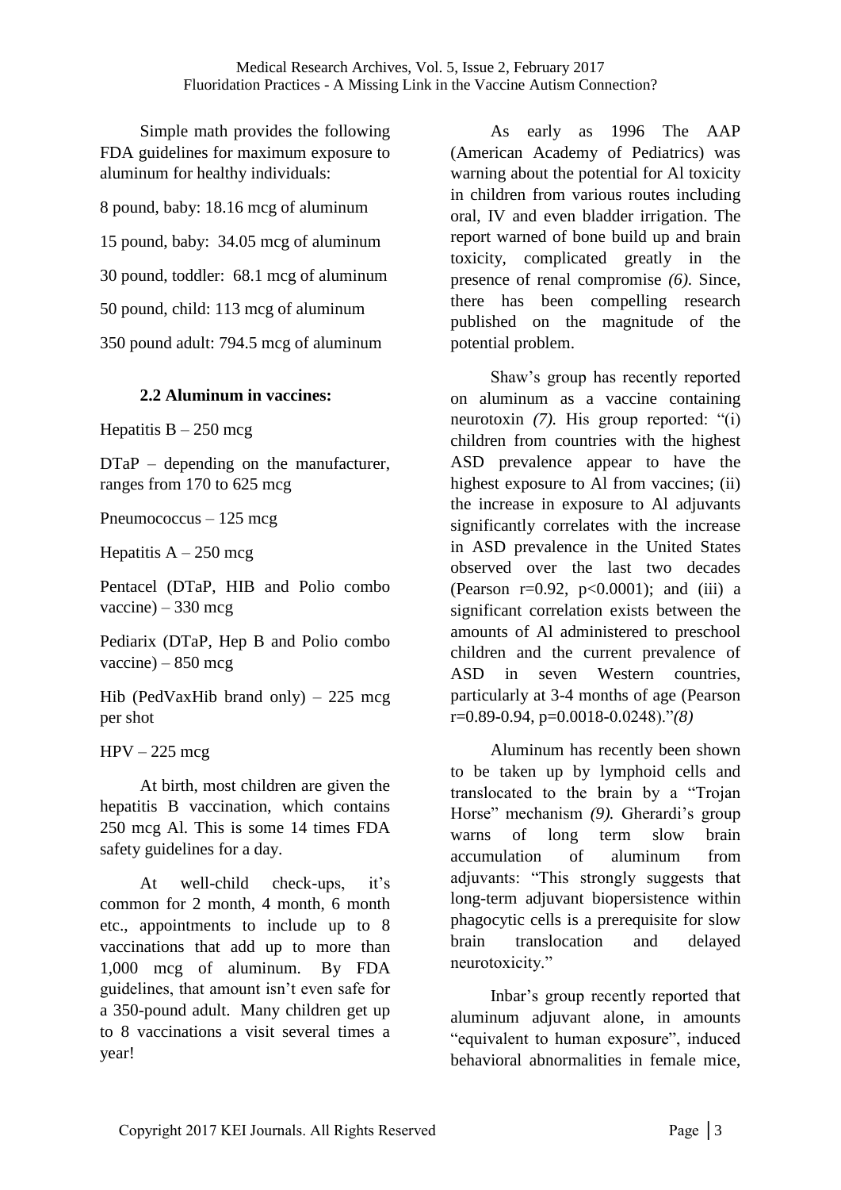Simple math provides the following FDA guidelines for maximum exposure to aluminum for healthy individuals:

8 pound, baby: 18.16 mcg of aluminum

15 pound, baby: 34.05 mcg of aluminum

30 pound, toddler: 68.1 mcg of aluminum

50 pound, child: 113 mcg of aluminum

350 pound adult: 794.5 mcg of aluminum

### 2.2 Aluminum in vaccines:

Hepatitis B – 250 mcg

DTaP – depending on the manufacturer, ranges from 170 to 625 mcg

Pneumococcus – 125 mcg

Hepatitis A – 250 mcg

Pentacel (DTaP, HIB and Polio combo vaccine) – 330 mcg

Pediarix (DTaP, Hep B and Polio combo vaccine) – 850 mcg

Hib (PedVaxHib brand only) – 225 mcg per shot

HPV – 225 mcg

At birth, most children are given the hepatitis B vaccination, which contains 250 mcg Al. This is some 14 times FDA safety guidelines for a day.

At well-child check-ups, it's common for 2 month, 4 month, 6 month etc., appointments to include up to 8 vaccinations that add up to more than 1,000 mcg of aluminum. By FDA guidelines, that amount isn't even safe for a 350-pound adult. Many children get up to 8 vaccinations a visit several times a year!

As early as 1996 The AAP (American Academy of Pediatrics) was warning about the potential for Al toxicity in children from various routes including oral, IV and even bladder irrigation. The report warned of bone build up and brain toxicity, complicated greatly in the presence of renal compromise *(6)*. Since, there has been compelling research published on the magnitude of the potential problem.

Shaw's group has recently reported on aluminum as a vaccine containing neurotoxin *(7).* His group reported: "(i) children from countries with the highest ASD prevalence appear to have the highest exposure to Al from vaccines; (ii) the increase in exposure to Al adjuvants significantly correlates with the increase in ASD prevalence in the United States observed over the last two decades (Pearson $r=0.92$, $p<0.0001$); and (iii) a significant correlation exists between the amounts of Al administered to preschool children and the current prevalence of ASD in seven Western countries, particularly at 3-4 months of age (Pearson $r=0.89$-$0.94$, $p=0.0018$-$0.0248$)."*(8)*

Aluminum has recently been shown to be taken up by lymphoid cells and translocated to the brain by a "Trojan Horse" mechanism *(9).* Gherardi's group warns of long term slow brain accumulation of aluminum from adjuvants: "This strongly suggests that long-term adjuvant biopersistence within phagocytic cells is a prerequisite for slow brain translocation and delayed neurotoxicity."

Inbar's group recently reported that aluminum adjuvant alone, in amounts "equivalent to human exposure", induced behavioral abnormalities in female mice,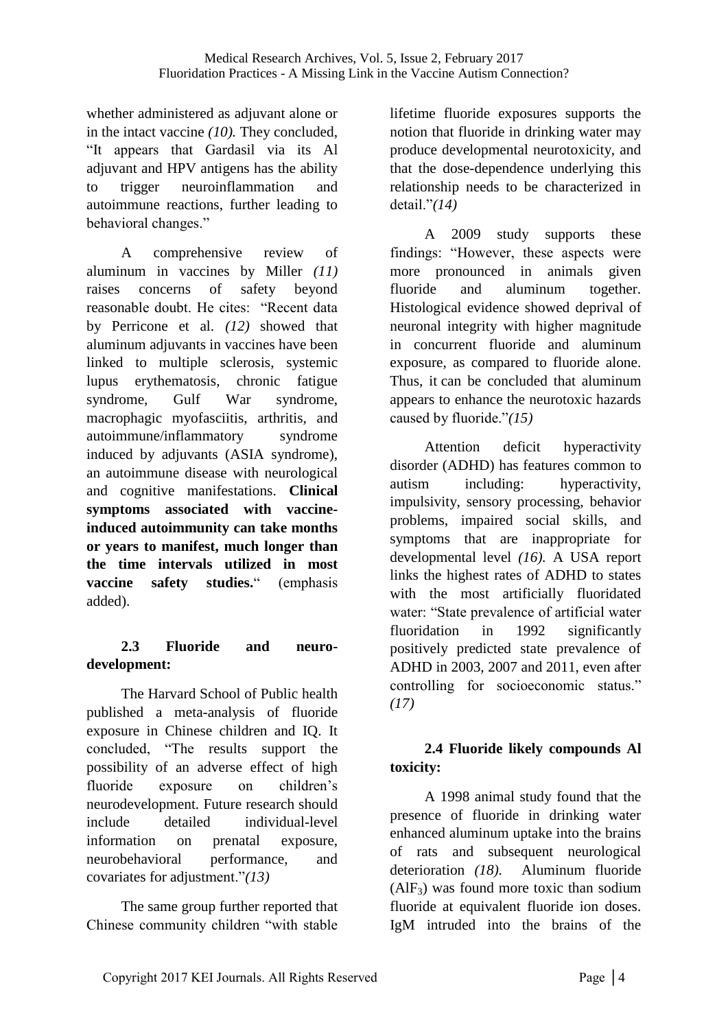whether administered as adjuvant alone or in the intact vaccine *(10).* They concluded, "It appears that Gardasil via its Al adjuvant and HPV antigens has the ability to trigger neuroinflammation and autoimmune reactions, further leading to behavioral changes."

A comprehensive review of aluminum in vaccines by Miller *(11)* raises concerns of safety beyond reasonable doubt. He cites: "Recent data by Perricone et al. *(12)* showed that aluminum adjuvants in vaccines have been linked to multiple sclerosis, systemic lupus erythematosis, chronic fatigue syndrome, Gulf War syndrome, macrophagic myofasciitis, arthritis, and autoimmune/inflammatory syndrome induced by adjuvants (ASIA syndrome), an autoimmune disease with neurological and cognitive manifestations. **Clinical symptoms associated with vaccine-induced autoimmunity can take months or years to manifest, much longer than the time intervals utilized in most vaccine safety studies.**" (emphasis added).

### 2.3 Fluoride and neuro-development:

The Harvard School of Public health published a meta-analysis of fluoride exposure in Chinese children and IQ. It concluded, "The results support the possibility of an adverse effect of high fluoride exposure on children's neurodevelopment. Future research should include detailed individual-level information on prenatal exposure, neurobehavioral performance, and covariates for adjustment."*(13)*

The same group further reported that Chinese community children "with stable lifetime fluoride exposures supports the notion that fluoride in drinking water may produce developmental neurotoxicity, and that the dose-dependence underlying this relationship needs to be characterized in detail."*(14)*

A 2009 study supports these findings: "However, these aspects were more pronounced in animals given fluoride and aluminum together. Histological evidence showed deprival of neuronal integrity with higher magnitude in concurrent fluoride and aluminum exposure, as compared to fluoride alone. Thus, it can be concluded that aluminum appears to enhance the neurotoxic hazards caused by fluoride."*(15)*

Attention deficit hyperactivity disorder (ADHD) has features common to autism including: hyperactivity, impulsivity, sensory processing, behavior problems, impaired social skills, and symptoms that are inappropriate for developmental level *(16).* A USA report links the highest rates of ADHD to states with the most artificially fluoridated water: "State prevalence of artificial water fluoridation in 1992 significantly positively predicted state prevalence of ADHD in 2003, 2007 and 2011, even after controlling for socioeconomic status." *(17)*

### 2.4 Fluoride likely compounds Al toxicity:

A 1998 animal study found that the presence of fluoride in drinking water enhanced aluminum uptake into the brains of rats and subsequent neurological deterioration *(18).* Aluminum fluoride ($AlF_3$) was found more toxic than sodium fluoride at equivalent fluoride ion doses. IgM intruded into the brains of the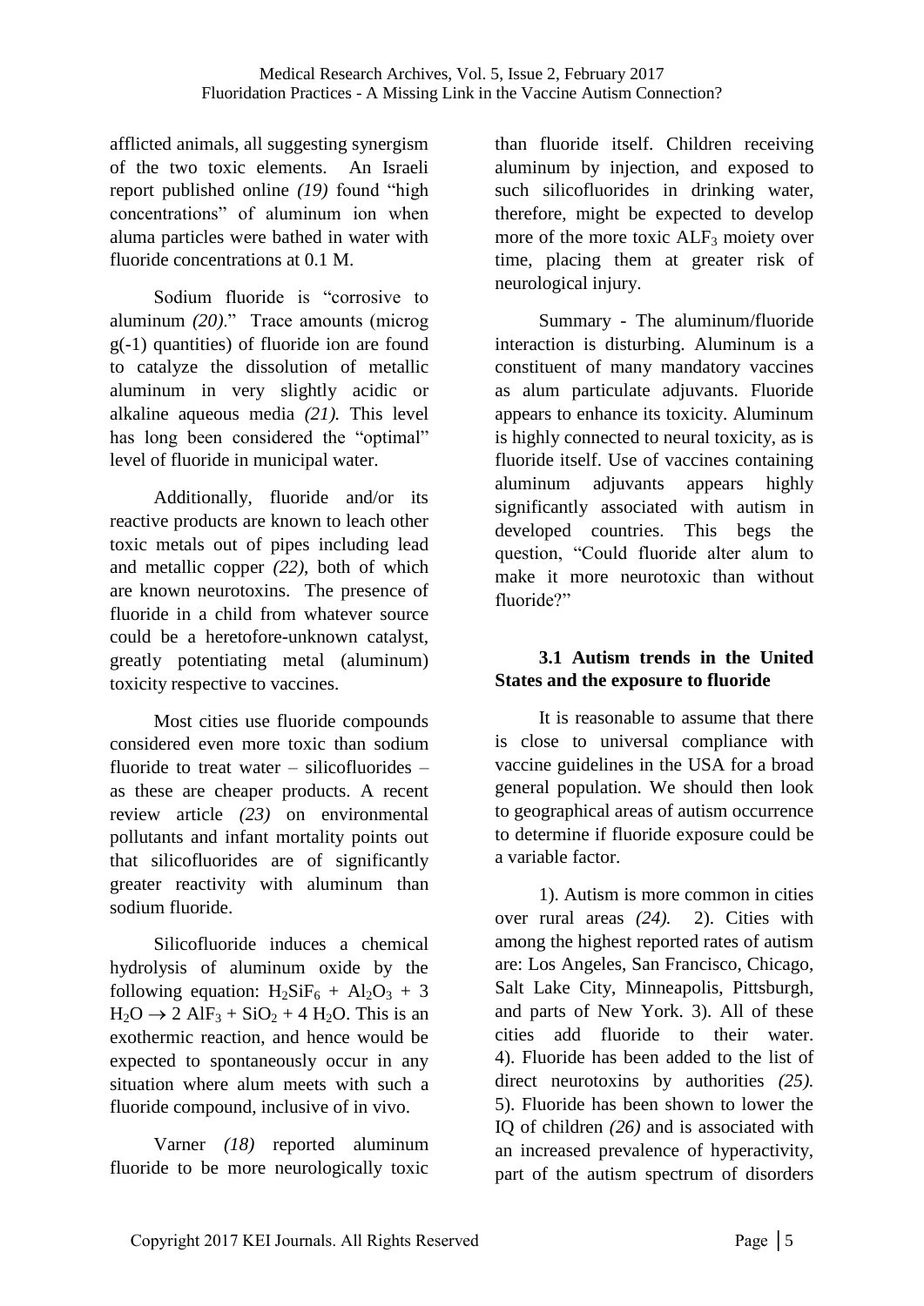afflicted animals, all suggesting synergism of the two toxic elements. An Israeli report published online *(19)* found "high concentrations" of aluminum ion when aluma particles were bathed in water with fluoride concentrations at 0.1 M.

Sodium fluoride is "corrosive to aluminum *(20)*." Trace amounts (microg g(-1) quantities) of fluoride ion are found to catalyze the dissolution of metallic aluminum in very slightly acidic or alkaline aqueous media *(21).* This level has long been considered the "optimal" level of fluoride in municipal water.

Additionally, fluoride and/or its reactive products are known to leach other toxic metals out of pipes including lead and metallic copper *(22),* both of which are known neurotoxins. The presence of fluoride in a child from whatever source could be a heretofore-unknown catalyst, greatly potentiating metal (aluminum) toxicity respective to vaccines.

Most cities use fluoride compounds considered even more toxic than sodium fluoride to treat water – silicofluorides – as these are cheaper products. A recent review article *(23)* on environmental pollutants and infant mortality points out that silicofluorides are of significantly greater reactivity with aluminum than sodium fluoride.

Silicofluoride induces a chemical hydrolysis of aluminum oxide by the following equation: $H_2SiF_6 + Al_2O_3 + 3 H_2O \rightarrow 2 AlF_3 + SiO_2 + 4 H_2O$. This is an exothermic reaction, and hence would be expected to spontaneously occur in any situation where alum meets with such a fluoride compound, inclusive of in vivo.

Varner *(18)* reported aluminum fluoride to be more neurologically toxic than fluoride itself. Children receiving aluminum by injection, and exposed to such silicofluorides in drinking water, therefore, might be expected to develop more of the more toxic $ALF_3$ moiety over time, placing them at greater risk of neurological injury.

Summary - The aluminum/fluoride interaction is disturbing. Aluminum is a constituent of many mandatory vaccines as alum particulate adjuvants. Fluoride appears to enhance its toxicity. Aluminum is highly connected to neural toxicity, as is fluoride itself. Use of vaccines containing aluminum adjuvants appears highly significantly associated with autism in developed countries. This begs the question, "Could fluoride alter alum to make it more neurotoxic than without fluoride?"

### 3.1 Autism trends in the United States and the exposure to fluoride

It is reasonable to assume that there is close to universal compliance with vaccine guidelines in the USA for a broad general population. We should then look to geographical areas of autism occurrence to determine if fluoride exposure could be a variable factor.

1). Autism is more common in cities over rural areas *(24).* 2). Cities with among the highest reported rates of autism are: Los Angeles, San Francisco, Chicago, Salt Lake City, Minneapolis, Pittsburgh, and parts of New York. 3). All of these cities add fluoride to their water. 4). Fluoride has been added to the list of direct neurotoxins by authorities *(25).* 5). Fluoride has been shown to lower the IQ of children *(26)* and is associated with an increased prevalence of hyperactivity, part of the autism spectrum of disorders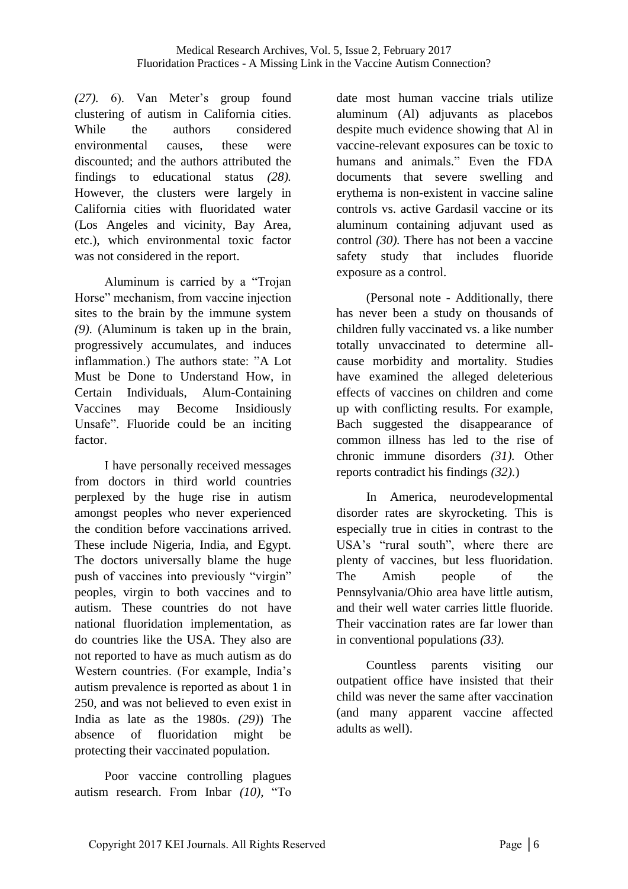*(27)*. 6). Van Meter's group found clustering of autism in California cities. While the authors considered environmental causes, these were discounted; and the authors attributed the findings to educational status *(28)*. However, the clusters were largely in California cities with fluoridated water (Los Angeles and vicinity, Bay Area, etc.), which environmental toxic factor was not considered in the report.

Aluminum is carried by a "Trojan Horse" mechanism, from vaccine injection sites to the brain by the immune system *(9)*. (Aluminum is taken up in the brain, progressively accumulates, and induces inflammation.) The authors state: "A Lot Must be Done to Understand How, in Certain Individuals, Alum-Containing Vaccines may Become Insidiously Unsafe". Fluoride could be an inciting factor.

I have personally received messages from doctors in third world countries perplexed by the huge rise in autism amongst peoples who never experienced the condition before vaccinations arrived. These include Nigeria, India, and Egypt. The doctors universally blame the huge push of vaccines into previously "virgin" peoples, virgin to both vaccines and to autism. These countries do not have national fluoridation implementation, as do countries like the USA. They also are not reported to have as much autism as do Western countries. (For example, India's autism prevalence is reported as about 1 in 250, and was not believed to even exist in India as late as the 1980s. *(29)*) The absence of fluoridation might be protecting their vaccinated population.

Poor vaccine controlling plagues autism research. From Inbar *(10)*, "To date most human vaccine trials utilize aluminum (Al) adjuvants as placebos despite much evidence showing that Al in vaccine-relevant exposures can be toxic to humans and animals." Even the FDA documents that severe swelling and erythema is non-existent in vaccine saline controls vs. active Gardasil vaccine or its aluminum containing adjuvant used as control *(30)*. There has not been a vaccine safety study that includes fluoride exposure as a control.

(Personal note - Additionally, there has never been a study on thousands of children fully vaccinated vs. a like number totally unvaccinated to determine all-cause morbidity and mortality. Studies have examined the alleged deleterious effects of vaccines on children and come up with conflicting results. For example, Bach suggested the disappearance of common illness has led to the rise of chronic immune disorders *(31)*. Other reports contradict his findings *(32)*.)

In America, neurodevelopmental disorder rates are skyrocketing. This is especially true in cities in contrast to the USA's "rural south", where there are plenty of vaccines, but less fluoridation. The Amish people of the Pennsylvania/Ohio area have little autism, and their well water carries little fluoride. Their vaccination rates are far lower than in conventional populations *(33)*.

Countless parents visiting our outpatient office have insisted that their child was never the same after vaccination (and many apparent vaccine affected adults as well).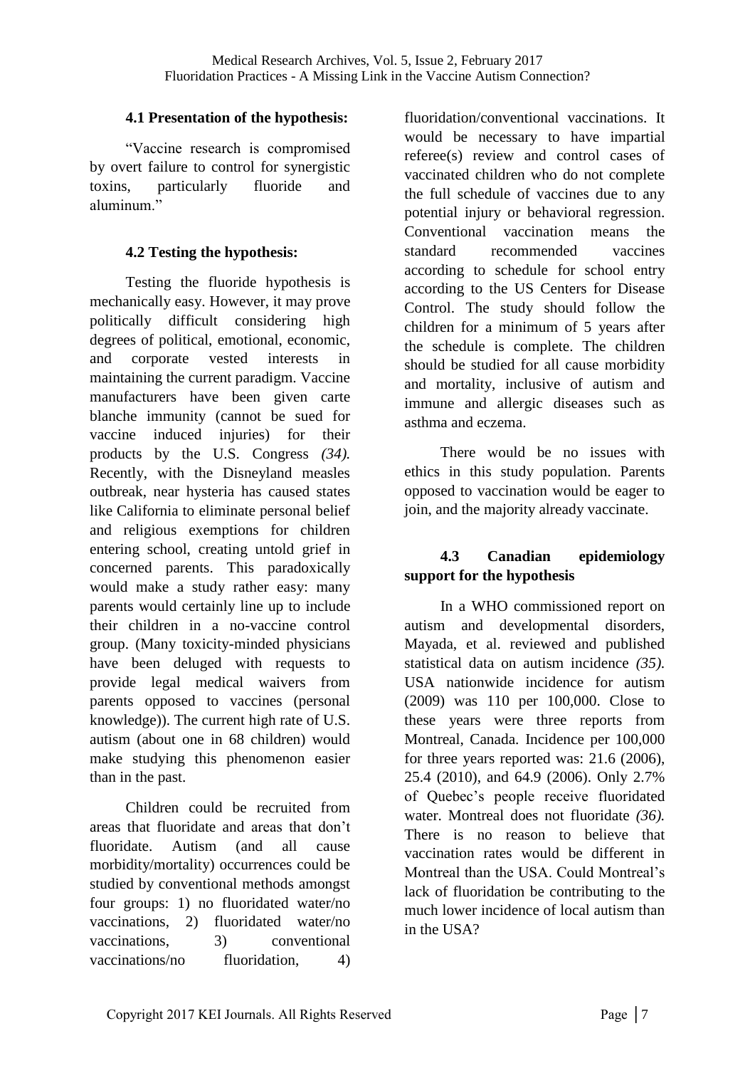### 4.1 Presentation of the hypothesis:

"Vaccine research is compromised by overt failure to control for synergistic toxins, particularly fluoride and aluminum."

### 4.2 Testing the hypothesis:

Testing the fluoride hypothesis is mechanically easy. However, it may prove politically difficult considering high degrees of political, emotional, economic, and corporate vested interests in maintaining the current paradigm. Vaccine manufacturers have been given carte blanche immunity (cannot be sued for vaccine induced injuries) for their products by the U.S. Congress *(34).* Recently, with the Disneyland measles outbreak, near hysteria has caused states like California to eliminate personal belief and religious exemptions for children entering school, creating untold grief in concerned parents. This paradoxically would make a study rather easy: many parents would certainly line up to include their children in a no-vaccine control group. (Many toxicity-minded physicians have been deluged with requests to provide legal medical waivers from parents opposed to vaccines (personal knowledge)). The current high rate of U.S. autism (about one in 68 children) would make studying this phenomenon easier than in the past.

Children could be recruited from areas that fluoridate and areas that don't fluoridate. Autism (and all cause morbidity/mortality) occurrences could be studied by conventional methods amongst four groups: 1) no fluoridated water/no vaccinations, 2) fluoridated water/no vaccinations, 3) conventional vaccinations/no fluoridation, 4) fluoridation/conventional vaccinations. It would be necessary to have impartial referee(s) review and control cases of vaccinated children who do not complete the full schedule of vaccines due to any potential injury or behavioral regression. Conventional vaccination means the standard recommended vaccines according to schedule for school entry according to the US Centers for Disease Control. The study should follow the children for a minimum of 5 years after the schedule is complete. The children should be studied for all cause morbidity and mortality, inclusive of autism and immune and allergic diseases such as asthma and eczema.

There would be no issues with ethics in this study population. Parents opposed to vaccination would be eager to join, and the majority already vaccinate.

### 4.3 Canadian epidemiology support for the hypothesis

In a WHO commissioned report on autism and developmental disorders, Mayada, et al. reviewed and published statistical data on autism incidence *(35).* USA nationwide incidence for autism (2009) was 110 per 100,000. Close to these years were three reports from Montreal, Canada. Incidence per 100,000 for three years reported was: 21.6 (2006), 25.4 (2010), and 64.9 (2006). Only 2.7% of Quebec's people receive fluoridated water. Montreal does not fluoridate *(36).* There is no reason to believe that vaccination rates would be different in Montreal than the USA. Could Montreal's lack of fluoridation be contributing to the much lower incidence of local autism than in the USA?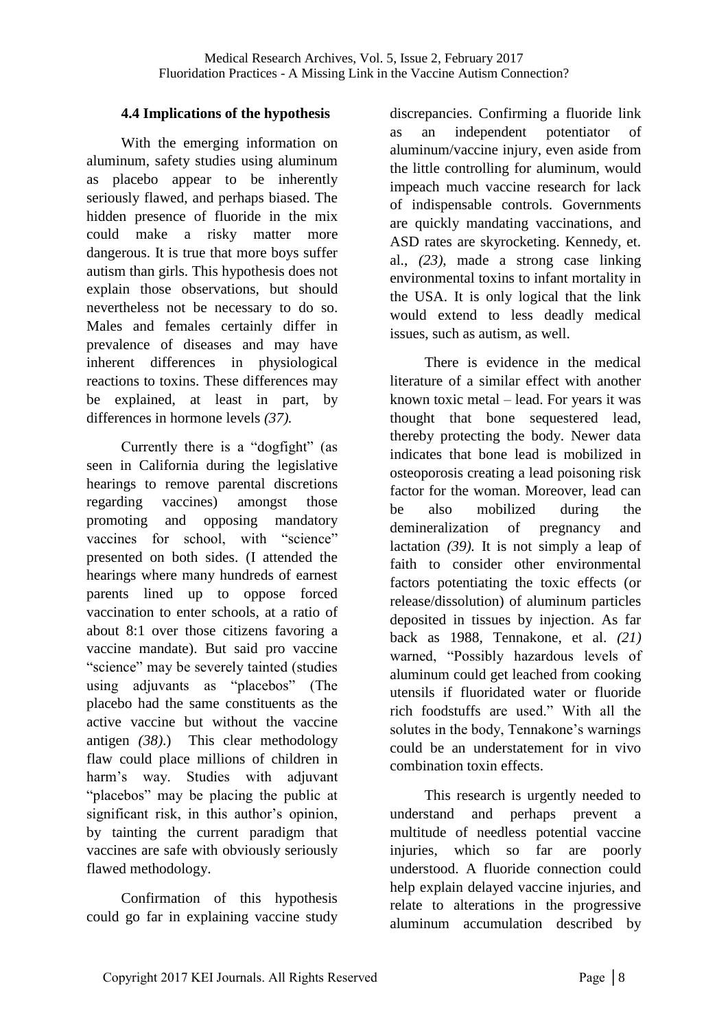### 4.4 Implications of the hypothesis

With the emerging information on aluminum, safety studies using aluminum as placebo appear to be inherently seriously flawed, and perhaps biased. The hidden presence of fluoride in the mix could make a risky matter more dangerous. It is true that more boys suffer autism than girls. This hypothesis does not explain those observations, but should nevertheless not be necessary to do so. Males and females certainly differ in prevalence of diseases and may have inherent differences in physiological reactions to toxins. These differences may be explained, at least in part, by differences in hormone levels *(37).*

Currently there is a "dogfight" (as seen in California during the legislative hearings to remove parental discretions regarding vaccines) amongst those promoting and opposing mandatory vaccines for school, with "science" presented on both sides. (I attended the hearings where many hundreds of earnest parents lined up to oppose forced vaccination to enter schools, at a ratio of about 8:1 over those citizens favoring a vaccine mandate). But said pro vaccine "science" may be severely tainted (studies using adjuvants as "placebos" (The placebo had the same constituents as the active vaccine but without the vaccine antigen *(38)*.) This clear methodology flaw could place millions of children in harm's way. Studies with adjuvant "placebos" may be placing the public at significant risk, in this author's opinion, by tainting the current paradigm that vaccines are safe with obviously seriously flawed methodology.

Confirmation of this hypothesis could go far in explaining vaccine study discrepancies. Confirming a fluoride link as an independent potentiator of aluminum/vaccine injury, even aside from the little controlling for aluminum, would impeach much vaccine research for lack of indispensable controls. Governments are quickly mandating vaccinations, and ASD rates are skyrocketing. Kennedy, et. al., *(23),* made a strong case linking environmental toxins to infant mortality in the USA. It is only logical that the link would extend to less deadly medical issues, such as autism, as well.

There is evidence in the medical literature of a similar effect with another known toxic metal – lead. For years it was thought that bone sequestered lead, thereby protecting the body. Newer data indicates that bone lead is mobilized in osteoporosis creating a lead poisoning risk factor for the woman. Moreover, lead can be also mobilized during the demineralization of pregnancy and lactation *(39).* It is not simply a leap of faith to consider other environmental factors potentiating the toxic effects (or release/dissolution) of aluminum particles deposited in tissues by injection. As far back as 1988, Tennakone, et al. *(21)* warned, "Possibly hazardous levels of aluminum could get leached from cooking utensils if fluoridated water or fluoride rich foodstuffs are used." With all the solutes in the body, Tennakone's warnings could be an understatement for in vivo combination toxin effects.

This research is urgently needed to understand and perhaps prevent a multitude of needless potential vaccine injuries, which so far are poorly understood. A fluoride connection could help explain delayed vaccine injuries, and relate to alterations in the progressive aluminum accumulation described by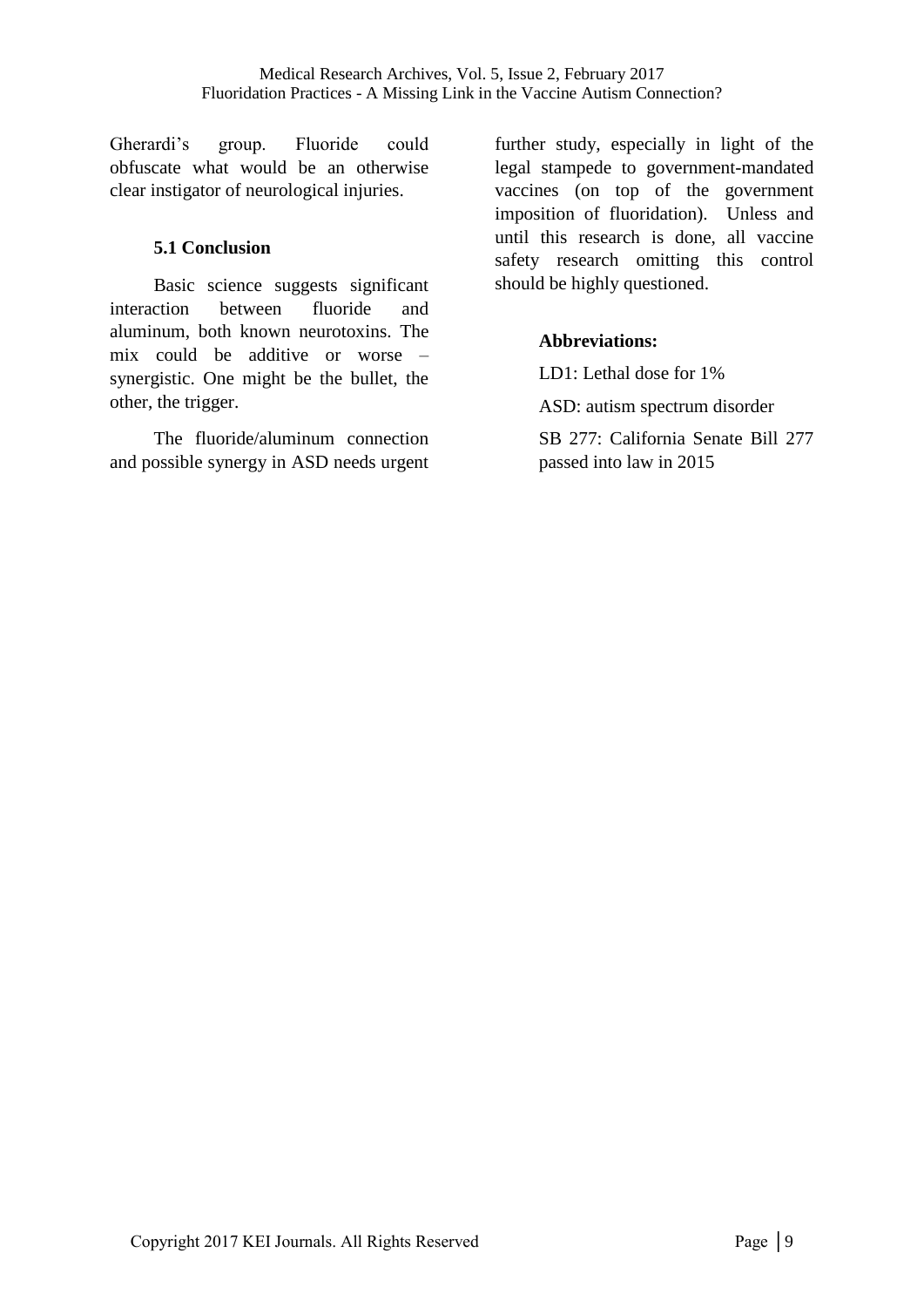Gherardi's group. Fluoride could obfuscate what would be an otherwise clear instigator of neurological injuries.

### 5.1 Conclusion

Basic science suggests significant interaction between fluoride and aluminum, both known neurotoxins. The mix could be additive or worse – synergistic. One might be the bullet, the other, the trigger.

The fluoride/aluminum connection and possible synergy in ASD needs urgent further study, especially in light of the legal stampede to government-mandated vaccines (on top of the government imposition of fluoridation). Unless and until this research is done, all vaccine safety research omitting this control should be highly questioned.

**Abbreviations:**

LD1: Lethal dose for 1%

ASD: autism spectrum disorder

SB 277: California Senate Bill 277 passed into law in 2015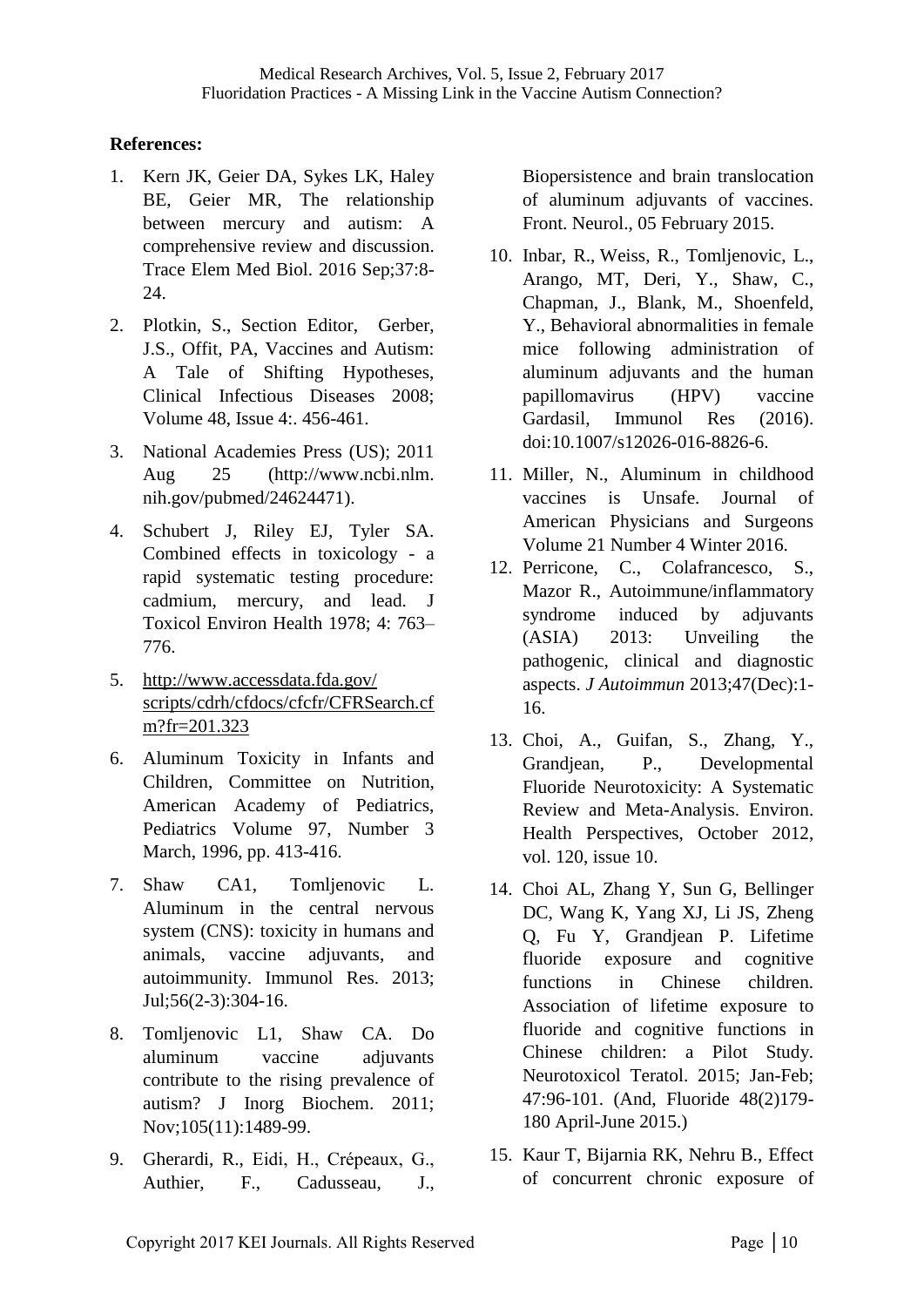**References:**

1. Kern JK, Geier DA, Sykes LK, Haley BE, Geier MR, The relationship between mercury and autism: A comprehensive review and discussion. Trace Elem Med Biol. 2016 Sep;37:8-24.

2. Plotkin, S., Section Editor, Gerber, J.S., Offit, PA, Vaccines and Autism: A Tale of Shifting Hypotheses, Clinical Infectious Diseases 2008; Volume 48, Issue 4:. 456-461.

3. National Academies Press (US); 2011 Aug 25 (http://www.ncbi.nlm.nih.gov/pubmed/24624471).

4. Schubert J, Riley EJ, Tyler SA. Combined effects in toxicology - a rapid systematic testing procedure: cadmium, mercury, and lead. J Toxicol Environ Health 1978; 4: 763–776.

5. http://www.accessdata.fda.gov/scripts/cdrh/cfdocs/cfcfr/CFRSearch.cfm?fr=201.323

6. Aluminum Toxicity in Infants and Children, Committee on Nutrition, American Academy of Pediatrics, Pediatrics Volume 97, Number 3 March, 1996, pp. 413-416.

7. Shaw CA1, Tomljenovic L. Aluminum in the central nervous system (CNS): toxicity in humans and animals, vaccine adjuvants, and autoimmunity. Immunol Res. 2013; Jul;56(2-3):304-16.

8. Tomljenovic L1, Shaw CA. Do aluminum vaccine adjuvants contribute to the rising prevalence of autism? J Inorg Biochem. 2011; Nov;105(11):1489-99.

9. Gherardi, R., Eidi, H., Crépeaux, G., Authier, F., Cadusseau, J., Biopersistence and brain translocation of aluminum adjuvants of vaccines. Front. Neurol., 05 February 2015.

10. Inbar, R., Weiss, R., Tomljenovic, L., Arango, MT, Deri, Y., Shaw, C., Chapman, J., Blank, M., Shoenfeld, Y., Behavioral abnormalities in female mice following administration of aluminum adjuvants and the human papillomavirus (HPV) vaccine Gardasil, Immunol Res (2016). doi:10.1007/s12026-016-8826-6.

11. Miller, N., Aluminum in childhood vaccines is Unsafe. Journal of American Physicians and Surgeons Volume 21 Number 4 Winter 2016.

12. Perricone, C., Colafrancesco, S., Mazor R., Autoimmune/inflammatory syndrome induced by adjuvants (ASIA) 2013: Unveiling the pathogenic, clinical and diagnostic aspects. *J Autoimmun* 2013;47(Dec):1-16.

13. Choi, A., Guifan, S., Zhang, Y., Grandjean, P., Developmental Fluoride Neurotoxicity: A Systematic Review and Meta-Analysis. Environ. Health Perspectives, October 2012, vol. 120, issue 10.

14. Choi AL, Zhang Y, Sun G, Bellinger DC, Wang K, Yang XJ, Li JS, Zheng Q, Fu Y, Grandjean P. Lifetime fluoride exposure and cognitive functions in Chinese children. Association of lifetime exposure to fluoride and cognitive functions in Chinese children: a Pilot Study. Neurotoxicol Teratol. 2015; Jan-Feb; 47:96-101. (And, Fluoride 48(2)179-180 April-June 2015.)

15. Kaur T, Bijarnia RK, Nehru B., Effect of concurrent chronic exposure of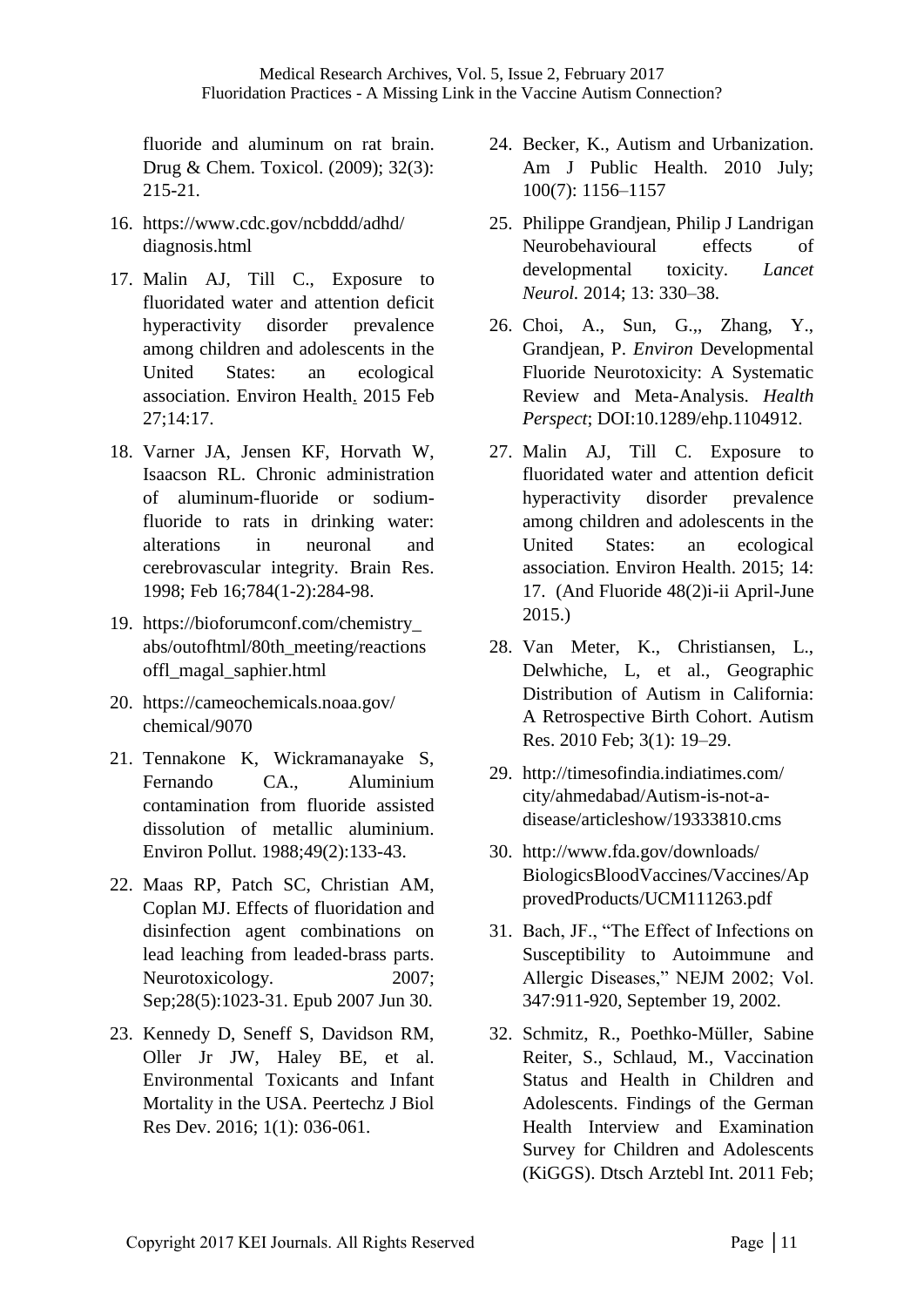fluoride and aluminum on rat brain. Drug & Chem. Toxicol. (2009); 32(3): 215-21.

16. https://www.cdc.gov/ncbddd/adhd/diagnosis.html
17. Malin AJ, Till C., Exposure to fluoridated water and attention deficit hyperactivity disorder prevalence among children and adolescents in the United States: an ecological association. Environ Health. 2015 Feb 27;14:17.
18. Varner JA, Jensen KF, Horvath W, Isaacson RL. Chronic administration of aluminum-fluoride or sodium-fluoride to rats in drinking water: alterations in neuronal and cerebrovascular integrity. Brain Res. 1998; Feb 16;784(1-2):284-98.
19. https://bioforumconf.com/chemistry_abs/outofhtml/80th_meeting/reactionsoffl_magal_saphier.html
20. https://cameochemicals.noaa.gov/chemical/9070
21. Tennakone K, Wickramanayake S, Fernando CA., Aluminium contamination from fluoride assisted dissolution of metallic aluminium. Environ Pollut. 1988;49(2):133-43.
22. Maas RP, Patch SC, Christian AM, Coplan MJ. Effects of fluoridation and disinfection agent combinations on lead leaching from leaded-brass parts. Neurotoxicology. 2007; Sep;28(5):1023-31. Epub 2007 Jun 30.
23. Kennedy D, Seneff S, Davidson RM, Oller Jr JW, Haley BE, et al. Environmental Toxicants and Infant Mortality in the USA. Peertechz J Biol Res Dev. 2016; 1(1): 036-061.
24. Becker, K., Autism and Urbanization. Am J Public Health. 2010 July; 100(7): 1156–1157
25. Philippe Grandjean, Philip J Landrigan Neurobehavioural effects of developmental toxicity. *Lancet Neurol.* 2014; 13: 330–38.
26. Choi, A., Sun, G.,, Zhang, Y., Grandjean, P. *Environ* Developmental Fluoride Neurotoxicity: A Systematic Review and Meta-Analysis. *Health Perspect*; DOI:10.1289/ehp.1104912.
27. Malin AJ, Till C. Exposure to fluoridated water and attention deficit hyperactivity disorder prevalence among children and adolescents in the United States: an ecological association. Environ Health. 2015; 14: 17. (And Fluoride 48(2)i-ii April-June 2015.)
28. Van Meter, K., Christiansen, L., Delwhiche, L, et al., Geographic Distribution of Autism in California: A Retrospective Birth Cohort. Autism Res. 2010 Feb; 3(1): 19–29.
29. http://timesofindia.indiatimes.com/city/ahmedabad/Autism-is-not-a-disease/articleshow/19333810.cms
30. http://www.fda.gov/downloads/BiologicsBloodVaccines/Vaccines/ApprovedProducts/UCM111263.pdf
31. Bach, JF., "The Effect of Infections on Susceptibility to Autoimmune and Allergic Diseases," NEJM 2002; Vol. 347:911-920, September 19, 2002.
32. Schmitz, R., Poethko-Müller, Sabine Reiter, S., Schlaud, M., Vaccination Status and Health in Children and Adolescents. Findings of the German Health Interview and Examination Survey for Children and Adolescents (KiGGS). Dtsch Arztebl Int. 2011 Feb;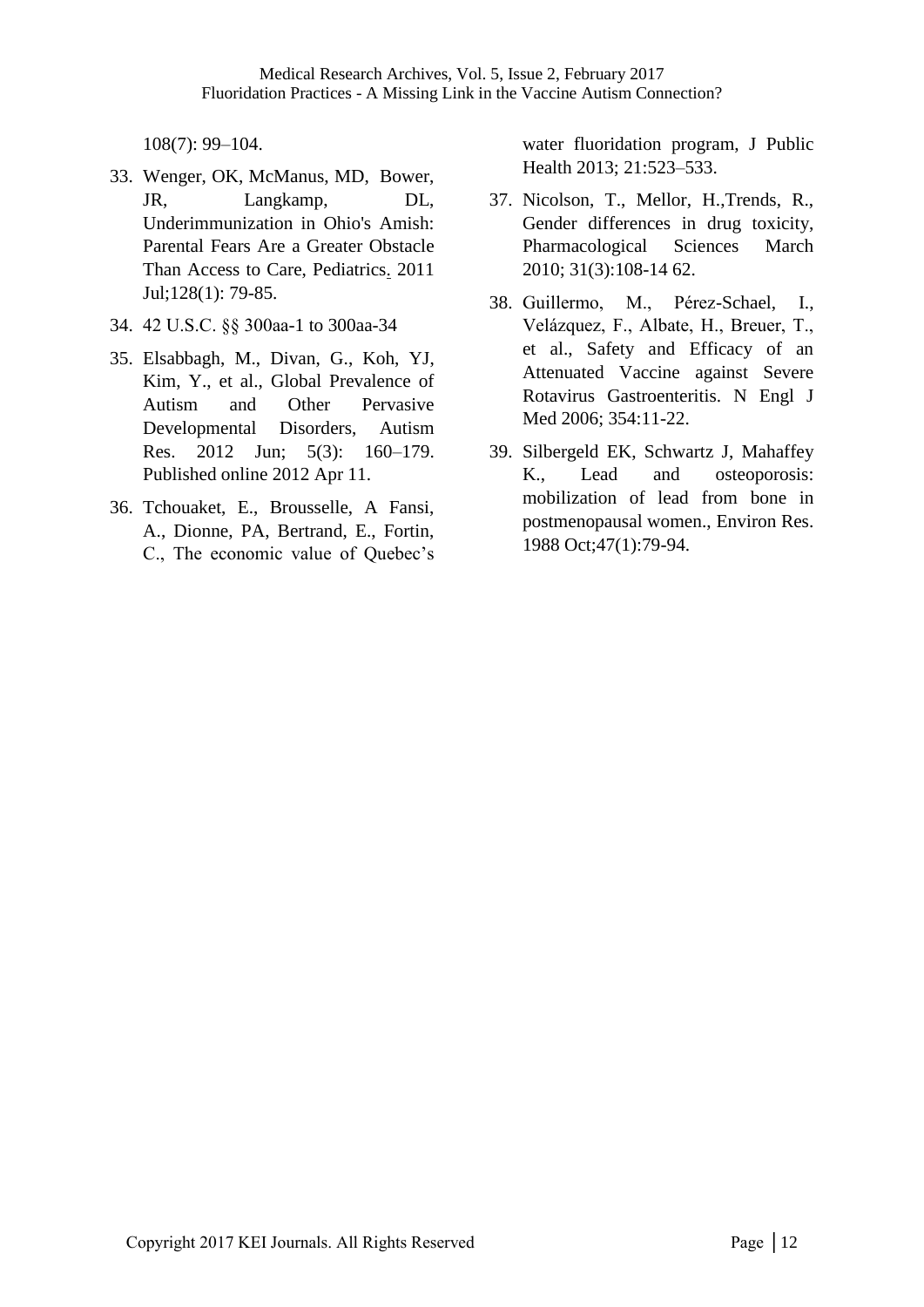108(7): 99–104.

33. Wenger, OK, McManus, MD, Bower, JR, Langkamp, DL, Underimmunization in Ohio's Amish: Parental Fears Are a Greater Obstacle Than Access to Care, Pediatrics. 2011 Jul;128(1): 79-85.

34. 42 U.S.C. §§ 300aa-1 to 300aa-34

35. Elsabbagh, M., Divan, G., Koh, YJ, Kim, Y., et al., Global Prevalence of Autism and Other Pervasive Developmental Disorders, Autism Res. 2012 Jun; 5(3): 160–179. Published online 2012 Apr 11.

36. Tchouaket, E., Brousselle, A Fansi, A., Dionne, PA, Bertrand, E., Fortin, C., The economic value of Quebec's water fluoridation program, J Public Health 2013; 21:523–533.

37. Nicolson, T., Mellor, H.,Trends, R., Gender differences in drug toxicity, Pharmacological Sciences March 2010; 31(3):108-14 62.

38. Guillermo, M., Pérez-Schael, I., Velázquez, F., Albate, H., Breuer, T., et al., Safety and Efficacy of an Attenuated Vaccine against Severe Rotavirus Gastroenteritis. N Engl J Med 2006; 354:11-22.

39. Silbergeld EK, Schwartz J, Mahaffey K., Lead and osteoporosis: mobilization of lead from bone in postmenopausal women., Environ Res. 1988 Oct;47(1):79-94.